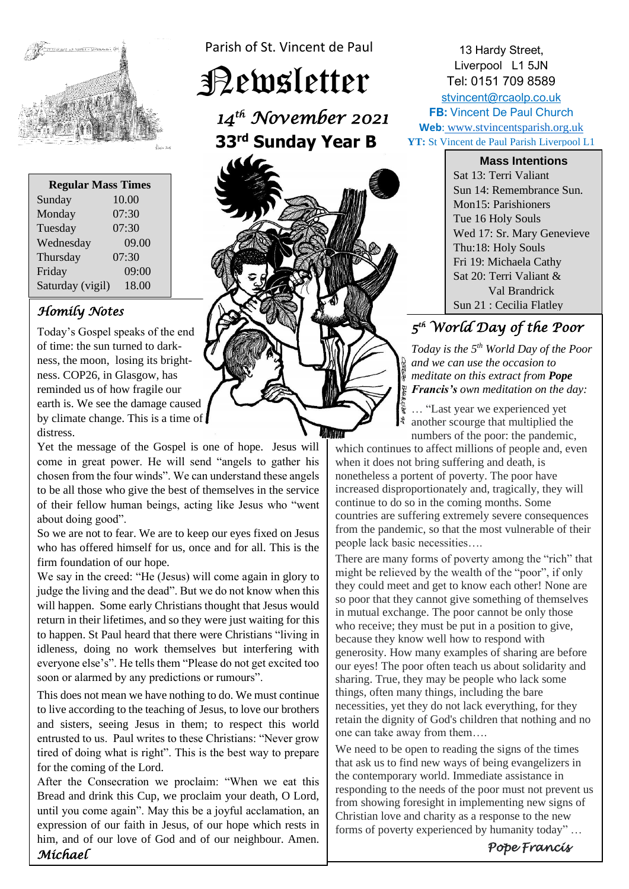Parish of St. Vincent de Paul

# Newsletter

*14[th] November 2021*

**33[rd] Sunday Year B**

13 Hardy Street,
Liverpool L1 5JN
Tel: 0151 709 8589
stvincent@rcaolp.co.uk
**FB:** Vincent De Paul Church
**Web**: www.stvincentsparish.org.uk
**YT:** St Vincent de Paul Parish Liverpool L1

| Regular Mass Times | |
|---|---|
| Sunday | 10.00 |
| Monday | 07:30 |
| Tuesday | 07:30 |
| Wednesday | 09.00 |
| Thursday | 07:30 |
| Friday | 09:00 |
| Saturday (vigil) | 18.00 |

## Homily Notes

Today's Gospel speaks of the end of time: the sun turned to darkness, the moon, losing its brightness. COP26, in Glasgow, has reminded us of how fragile our earth is. We see the damage caused by climate change. This is a time of distress.

Yet the message of the Gospel is one of hope. Jesus will come in great power. He will send "angels to gather his chosen from the four winds". We can understand these angels to be all those who give the best of themselves in the service of their fellow human beings, acting like Jesus who "went about doing good".

So we are not to fear. We are to keep our eyes fixed on Jesus who has offered himself for us, once and for all. This is the firm foundation of our hope.

We say in the creed: "He (Jesus) will come again in glory to judge the living and the dead". But we do not know when this will happen. Some early Christians thought that Jesus would return in their lifetimes, and so they were just waiting for this to happen. St Paul heard that there were Christians "living in idleness, doing no work themselves but interfering with everyone else's". He tells them "Please do not get excited too soon or alarmed by any predictions or rumours".

This does not mean we have nothing to do. We must continue to live according to the teaching of Jesus, to love our brothers and sisters, seeing Jesus in them; to respect this world entrusted to us. Paul writes to these Christians: "Never grow tired of doing what is right". This is the best way to prepare for the coming of the Lord.

After the Consecration we proclaim: "When we eat this Bread and drink this Cup, we proclaim your death, O Lord, until you come again". May this be a joyful acclamation, an expression of our faith in Jesus, of our hope which rests in him, and of our love of God and of our neighbour. Amen.

*Michael*

**Mass Intentions**

Sat 13: Terri Valiant
Sun 14: Remembrance Sun.
Mon15: Parishioners
Tue 16 Holy Souls
Wed 17: Sr. Mary Genevieve
Thu:18: Holy Souls
Fri 19: Michaela Cathy
Sat 20: Terri Valiant & Val Brandrick
Sun 21 : Cecilia Flatley

## 5[th] World Day of the Poor

*Today is the 5[th] World Day of the Poor and we can use the occasion to meditate on this extract from **Pope Francis's** own meditation on the day:*

… "Last year we experienced yet another scourge that multiplied the numbers of the poor: the pandemic, which continues to affect millions of people and, even when it does not bring suffering and death, is nonetheless a portent of poverty. The poor have increased disproportionately and, tragically, they will continue to do so in the coming months. Some countries are suffering extremely severe consequences from the pandemic, so that the most vulnerable of their people lack basic necessities….

There are many forms of poverty among the "rich" that might be relieved by the wealth of the "poor", if only they could meet and get to know each other! None are so poor that they cannot give something of themselves in mutual exchange. The poor cannot be only those who receive; they must be put in a position to give, because they know well how to respond with generosity. How many examples of sharing are before our eyes! The poor often teach us about solidarity and sharing. True, they may be people who lack some things, often many things, including the bare necessities, yet they do not lack everything, for they retain the dignity of God's children that nothing and no one can take away from them….

We need to be open to reading the signs of the times that ask us to find new ways of being evangelizers in the contemporary world. Immediate assistance in responding to the needs of the poor must not prevent us from showing foresight in implementing new signs of Christian love and charity as a response to the new forms of poverty experienced by humanity today" …

*Pope Francis*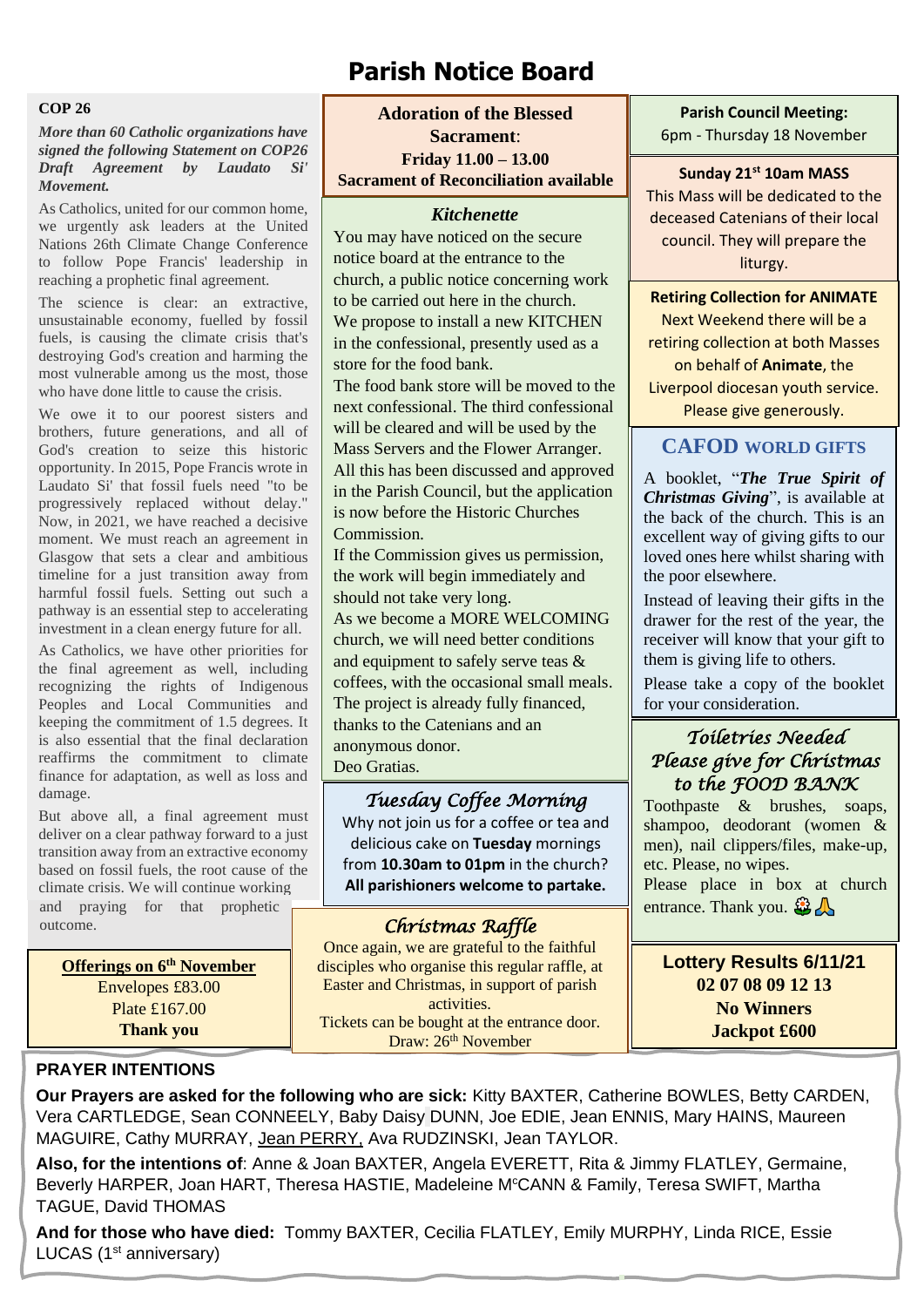# Parish Notice Board

## COP 26

***More than 60 Catholic organizations have signed the following Statement on COP26 Draft Agreement by Laudato Si' Movement.***

As Catholics, united for our common home, we urgently ask leaders at the United Nations 26th Climate Change Conference to follow Pope Francis' leadership in reaching a prophetic final agreement.

The science is clear: an extractive, unsustainable economy, fuelled by fossil fuels, is causing the climate crisis that's destroying God's creation and harming the most vulnerable among us the most, those who have done little to cause the crisis.

We owe it to our poorest sisters and brothers, future generations, and all of God's creation to seize this historic opportunity. In 2015, Pope Francis wrote in Laudato Si' that fossil fuels need "to be progressively replaced without delay." Now, in 2021, we have reached a decisive moment. We must reach an agreement in Glasgow that sets a clear and ambitious timeline for a just transition away from harmful fossil fuels. Setting out such a pathway is an essential step to accelerating investment in a clean energy future for all.

As Catholics, we have other priorities for the final agreement as well, including recognizing the rights of Indigenous Peoples and Local Communities and keeping the commitment of 1.5 degrees. It is also essential that the final declaration reaffirms the commitment to climate finance for adaptation, as well as loss and damage.

But above all, a final agreement must deliver on a clear pathway forward to a just transition away from an extractive economy based on fossil fuels, the root cause of the climate crisis. We will continue working and praying for that prophetic outcome.

**Offerings on 6th November**
Envelopes £83.00
Plate £167.00
**Thank you**

**Adoration of the Blessed Sacrament:**
**Friday 11.00 – 13.00**
**Sacrament of Reconciliation available**

### *Kitchenette*

You may have noticed on the secure notice board at the entrance to the church, a public notice concerning work to be carried out here in the church.
We propose to install a new KITCHEN in the confessional, presently used as a store for the food bank.
The food bank store will be moved to the next confessional. The third confessional will be cleared and will be used by the Mass Servers and the Flower Arranger.
All this has been discussed and approved in the Parish Council, but the application is now before the Historic Churches Commission.
If the Commission gives us permission, the work will begin immediately and should not take very long.
As we become a MORE WELCOMING church, we will need better conditions and equipment to safely serve teas & coffees, with the occasional small meals.
The project is already fully financed, thanks to the Catenians and an anonymous donor.
Deo Gratias.

### *Tuesday Coffee Morning*

Why not join us for a coffee or tea and delicious cake on **Tuesday** mornings from **10.30am to 01pm** in the church? **All parishioners welcome to partake.**

### *Christmas Raffle*

Once again, we are grateful to the faithful disciples who organise this regular raffle, at Easter and Christmas, in support of parish activities.
Tickets can be bought at the entrance door.
Draw: 26th November

**Parish Council Meeting:**
6pm - Thursday 18 November

**Sunday 21st 10am MASS**
This Mass will be dedicated to the deceased Catenians of their local council. They will prepare the liturgy.

**Retiring Collection for ANIMATE**
Next Weekend there will be a retiring collection at both Masses on behalf of **Animate**, the Liverpool diocesan youth service. Please give generously.

### CAFOD WORLD GIFTS

A booklet, "***The True Spirit of Christmas Giving***", is available at the back of the church. This is an excellent way of giving gifts to our loved ones here whilst sharing with the poor elsewhere.

Instead of leaving their gifts in the drawer for the rest of the year, the receiver will know that your gift to them is giving life to others.

Please take a copy of the booklet for your consideration.

### *Toiletries Needed Please give for Christmas to the FOOD BANK*

Toothpaste & brushes, soaps, shampoo, deodorant (women & men), nail clippers/files, make-up, etc. Please, no wipes.
Please place in box at church entrance. Thank you. 🌼🙏

**Lottery Results 6/11/21**
**02 07 08 09 12 13**
**No Winners**
**Jackpot £600**

## PRAYER INTENTIONS

**Our Prayers are asked for the following who are sick:** Kitty BAXTER, Catherine BOWLES, Betty CARDEN, Vera CARTLEDGE, Sean CONNEELY, Baby Daisy DUNN, Joe EDIE, Jean ENNIS, Mary HAINS, Maureen MAGUIRE, Cathy MURRAY, Jean PERRY, Ava RUDZINSKI, Jean TAYLOR.

**Also, for the intentions of**: Anne & Joan BAXTER, Angela EVERETT, Rita & Jimmy FLATLEY, Germaine, Beverly HARPER, Joan HART, Theresa HASTIE, Madeleine McCANN & Family, Teresa SWIFT, Martha TAGUE, David THOMAS

**And for those who have died:** Tommy BAXTER, Cecilia FLATLEY, Emily MURPHY, Linda RICE, Essie LUCAS (1st anniversary)